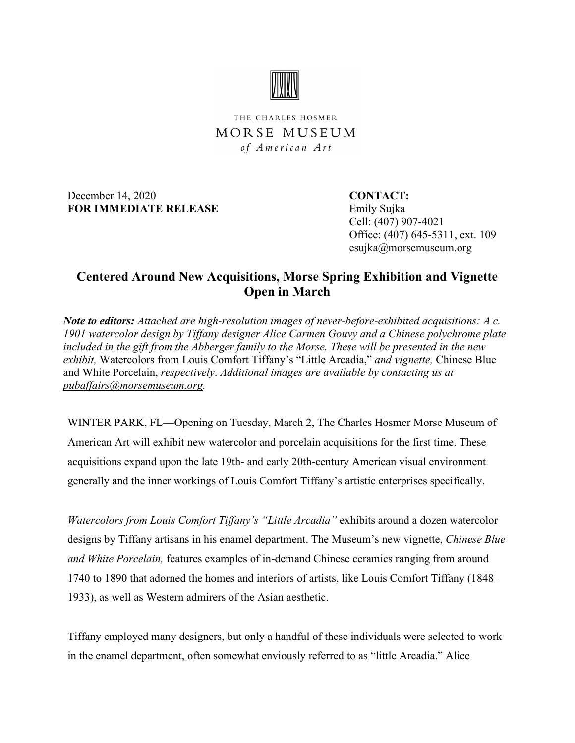THE CHARLES HOSMER
MORSE MUSEUM
*of American Art*

December 14, 2020
**FOR IMMEDIATE RELEASE**

**CONTACT:**
Emily Sujka
Cell: (407) 907-4021
Office: (407) 645-5311, ext. 109
esujka@morsemuseum.org

## Centered Around New Acquisitions, Morse Spring Exhibition and Vignette Open in March

***Note to editors:*** *Attached are high-resolution images of never-before-exhibited acquisitions: A c. 1901 watercolor design by Tiffany designer Alice Carmen Gouvy and a Chinese polychrome plate included in the gift from the Abberger family to the Morse. These will be presented in the new exhibit,* Watercolors from Louis Comfort Tiffany's "Little Arcadia," *and vignette,* Chinese Blue and White Porcelain, *respectively. Additional images are available by contacting us at pubaffairs@morsemuseum.org.*

WINTER PARK, FL—Opening on Tuesday, March 2, The Charles Hosmer Morse Museum of American Art will exhibit new watercolor and porcelain acquisitions for the first time. These acquisitions expand upon the late 19th- and early 20th-century American visual environment generally and the inner workings of Louis Comfort Tiffany's artistic enterprises specifically.

*Watercolors from Louis Comfort Tiffany's "Little Arcadia"* exhibits around a dozen watercolor designs by Tiffany artisans in his enamel department. The Museum's new vignette, *Chinese Blue and White Porcelain,* features examples of in-demand Chinese ceramics ranging from around 1740 to 1890 that adorned the homes and interiors of artists, like Louis Comfort Tiffany (1848–1933), as well as Western admirers of the Asian aesthetic.

Tiffany employed many designers, but only a handful of these individuals were selected to work in the enamel department, often somewhat enviously referred to as "little Arcadia." Alice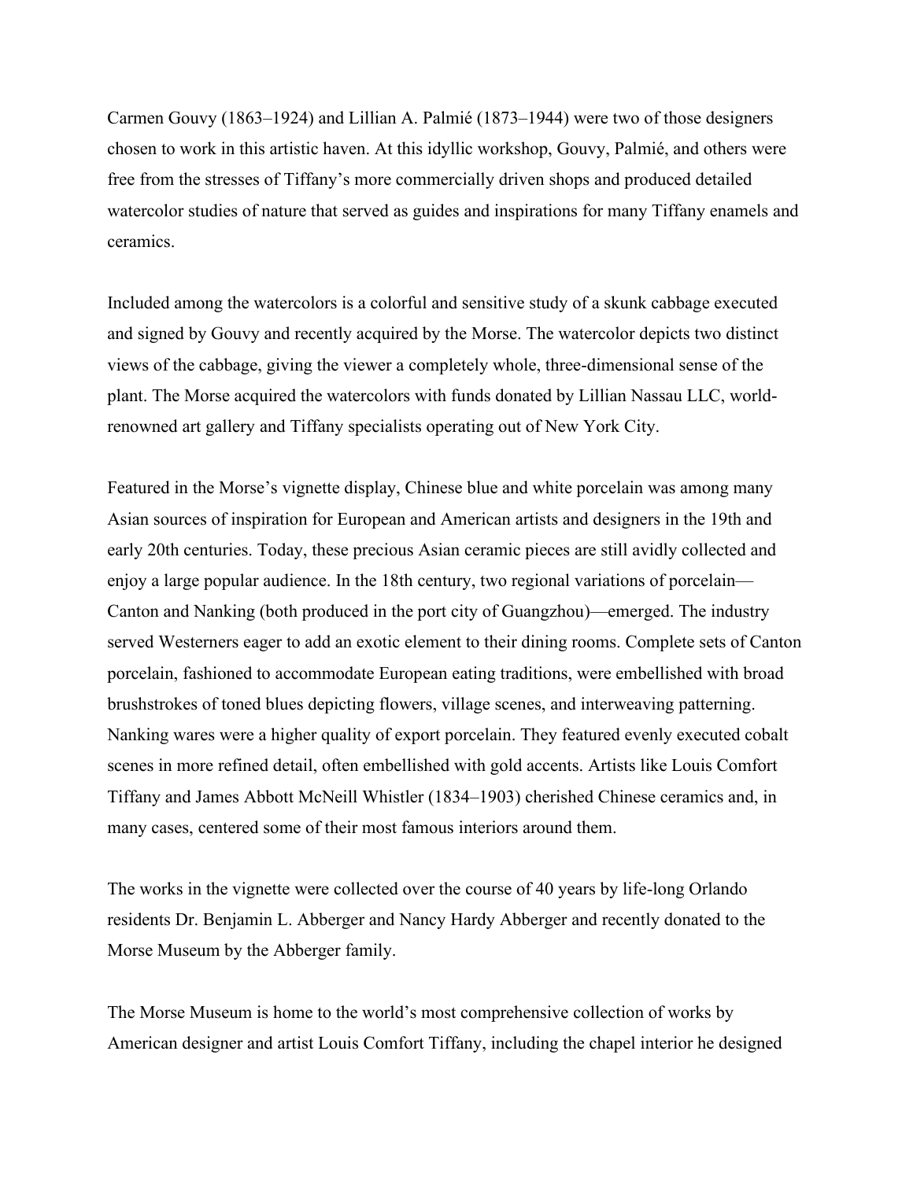Carmen Gouvy (1863–1924) and Lillian A. Palmié (1873–1944) were two of those designers chosen to work in this artistic haven. At this idyllic workshop, Gouvy, Palmié, and others were free from the stresses of Tiffany's more commercially driven shops and produced detailed watercolor studies of nature that served as guides and inspirations for many Tiffany enamels and ceramics.

Included among the watercolors is a colorful and sensitive study of a skunk cabbage executed and signed by Gouvy and recently acquired by the Morse. The watercolor depicts two distinct views of the cabbage, giving the viewer a completely whole, three-dimensional sense of the plant. The Morse acquired the watercolors with funds donated by Lillian Nassau LLC, world-renowned art gallery and Tiffany specialists operating out of New York City.

Featured in the Morse's vignette display, Chinese blue and white porcelain was among many Asian sources of inspiration for European and American artists and designers in the 19th and early 20th centuries. Today, these precious Asian ceramic pieces are still avidly collected and enjoy a large popular audience. In the 18th century, two regional variations of porcelain—Canton and Nanking (both produced in the port city of Guangzhou)—emerged. The industry served Westerners eager to add an exotic element to their dining rooms. Complete sets of Canton porcelain, fashioned to accommodate European eating traditions, were embellished with broad brushstrokes of toned blues depicting flowers, village scenes, and interweaving patterning. Nanking wares were a higher quality of export porcelain. They featured evenly executed cobalt scenes in more refined detail, often embellished with gold accents. Artists like Louis Comfort Tiffany and James Abbott McNeill Whistler (1834–1903) cherished Chinese ceramics and, in many cases, centered some of their most famous interiors around them.

The works in the vignette were collected over the course of 40 years by life-long Orlando residents Dr. Benjamin L. Abberger and Nancy Hardy Abberger and recently donated to the Morse Museum by the Abberger family.

The Morse Museum is home to the world's most comprehensive collection of works by American designer and artist Louis Comfort Tiffany, including the chapel interior he designed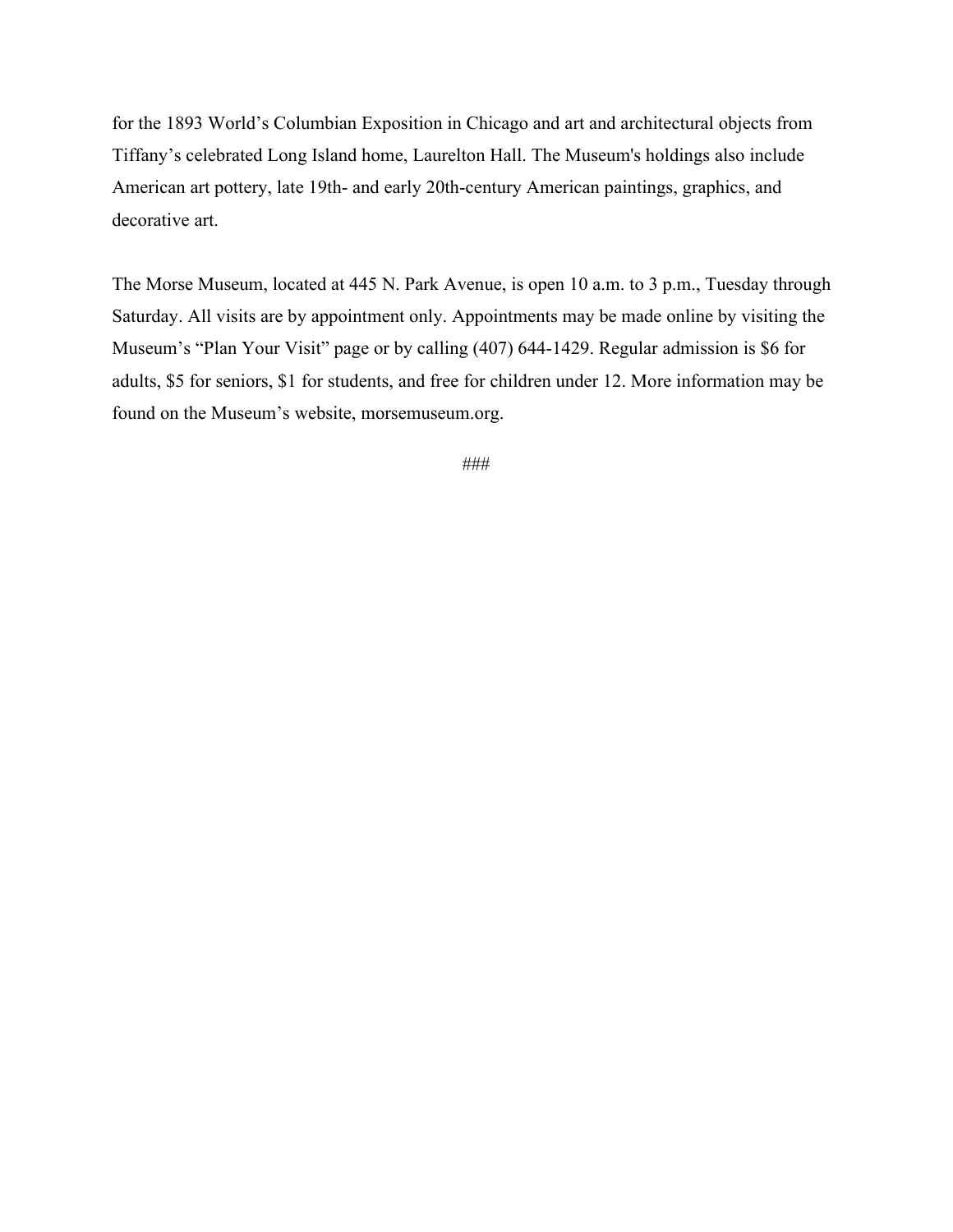for the 1893 World's Columbian Exposition in Chicago and art and architectural objects from Tiffany's celebrated Long Island home, Laurelton Hall. The Museum's holdings also include American art pottery, late 19th- and early 20th-century American paintings, graphics, and decorative art.

The Morse Museum, located at 445 N. Park Avenue, is open 10 a.m. to 3 p.m., Tuesday through Saturday. All visits are by appointment only. Appointments may be made online by visiting the Museum's "Plan Your Visit" page or by calling (407) 644-1429. Regular admission is $6 for adults, $5 for seniors, $1 for students, and free for children under 12. More information may be found on the Museum's website, morsemuseum.org.

###